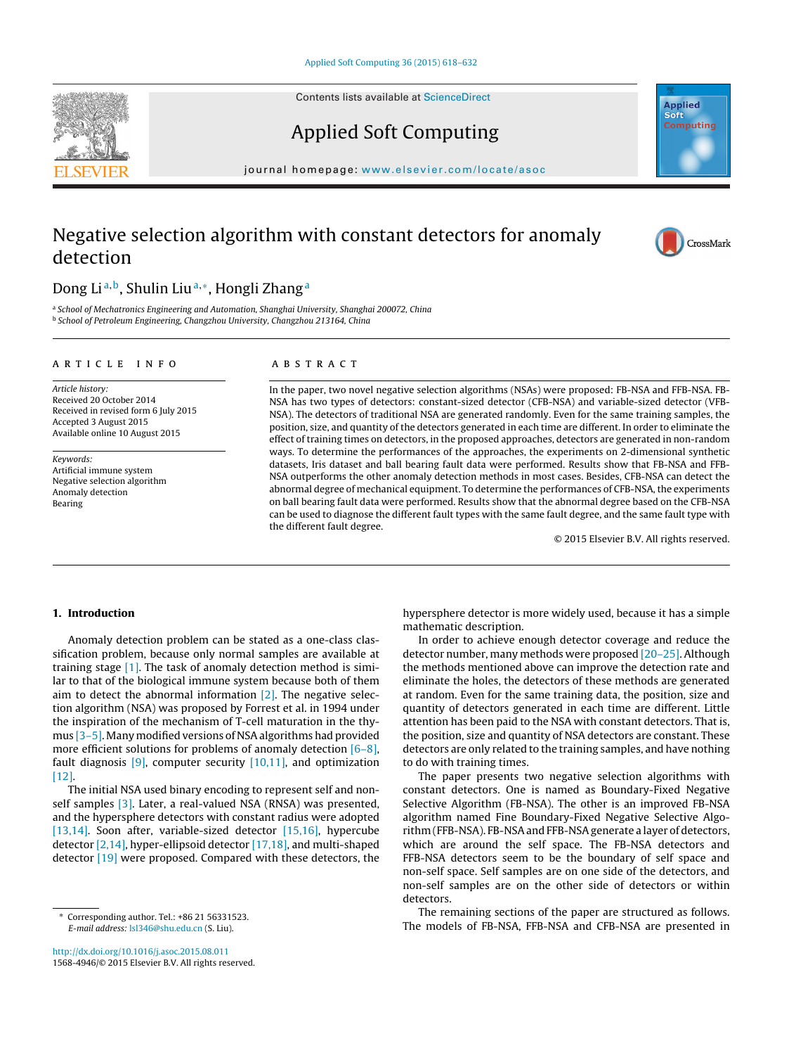# Negative selection algorithm with constant detectors for anomaly detection

Dong Li[a,b], Shulin Liu[a,*], Hongli Zhang[a]

[a] School of Mechatronics Engineering and Automation, Shanghai University, Shanghai 200072, China
[b] School of Petroleum Engineering, Changzhou University, Changzhou 213164, China

## ARTICLE INFO

*Article history:*
Received 20 October 2014
Received in revised form 6 July 2015
Accepted 3 August 2015
Available online 10 August 2015

*Keywords:*
Artificial immune system
Negative selection algorithm
Anomaly detection
Bearing

## ABSTRACT

In the paper, two novel negative selection algorithms (NSAs) were proposed: FB-NSA and FFB-NSA. FB-NSA has two types of detectors: constant-sized detector (CFB-NSA) and variable-sized detector (VFB-NSA). The detectors of traditional NSA are generated randomly. Even for the same training samples, the position, size, and quantity of the detectors generated in each time are different. In order to eliminate the effect of training times on detectors, in the proposed approaches, detectors are generated in non-random ways. To determine the performances of the approaches, the experiments on 2-dimensional synthetic datasets, Iris dataset and ball bearing fault data were performed. Results show that FB-NSA and FFB-NSA outperforms the other anomaly detection methods in most cases. Besides, CFB-NSA can detect the abnormal degree of mechanical equipment. To determine the performances of CFB-NSA, the experiments on ball bearing fault data were performed. Results show that the abnormal degree based on the CFB-NSA can be used to diagnose the different fault types with the same fault degree, and the same fault type with the different fault degree.

© 2015 Elsevier B.V. All rights reserved.

## 1. Introduction

Anomaly detection problem can be stated as a one-class classification problem, because only normal samples are available at training stage [1]. The task of anomaly detection method is similar to that of the biological immune system because both of them aim to detect the abnormal information [2]. The negative selection algorithm (NSA) was proposed by Forrest et al. in 1994 under the inspiration of the mechanism of T-cell maturation in the thymus [3–5]. Many modified versions of NSA algorithms had provided more efficient solutions for problems of anomaly detection [6–8], fault diagnosis [9], computer security [10,11], and optimization [12].

The initial NSA used binary encoding to represent self and nonself samples [3]. Later, a real-valued NSA (RNSA) was presented, and the hypersphere detectors with constant radius were adopted [13,14]. Soon after, variable-sized detector [15,16], hypercube detector [2,14], hyper-ellipsoid detector [17,18], and multi-shaped detector [19] were proposed. Compared with these detectors, the hypersphere detector is more widely used, because it has a simple mathematic description.

In order to achieve enough detector coverage and reduce the detector number, many methods were proposed [20–25]. Although the methods mentioned above can improve the detection rate and eliminate the holes, the detectors of these methods are generated at random. Even for the same training data, the position, size and quantity of detectors generated in each time are different. Little attention has been paid to the NSA with constant detectors. That is, the position, size and quantity of NSA detectors are constant. These detectors are only related to the training samples, and have nothing to do with training times.

The paper presents two negative selection algorithms with constant detectors. One is named as Boundary-Fixed Negative Selective Algorithm (FB-NSA). The other is an improved FB-NSA algorithm named Fine Boundary-Fixed Negative Selective Algorithm (FFB-NSA). FB-NSA and FFB-NSA generate a layer of detectors, which are around the self space. The FB-NSA detectors and FFB-NSA detectors seem to be the boundary of self space and non-self space. Self samples are on one side of the detectors, and non-self samples are on the other side of detectors or within detectors.

The remaining sections of the paper are structured as follows. The models of FB-NSA, FFB-NSA and CFB-NSA are presented in

* Corresponding author. Tel.: +86 21 56331523.
*E-mail address:* lsl346@shu.edu.cn (S. Liu).

http://dx.doi.org/10.1016/j.asoc.2015.08.011
1568-4946/© 2015 Elsevier B.V. All rights reserved.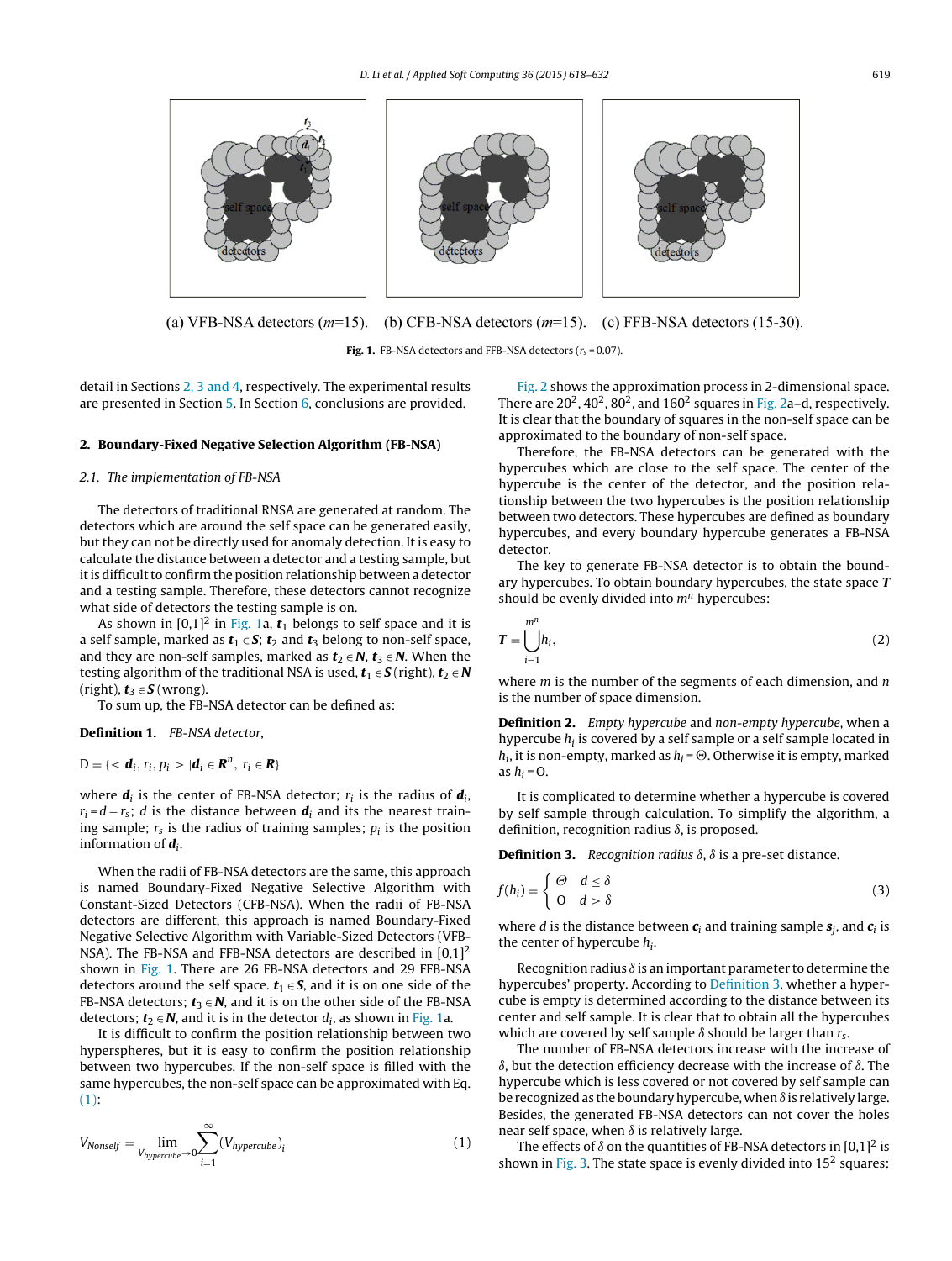(a) VFB-NSA detectors ($m$=15). (b) CFB-NSA detectors ($m$=15). (c) FFB-NSA detectors (15-30).

**Fig. 1.** FB-NSA detectors and FFB-NSA detectors ($r_s$ = 0.07).

detail in Sections 2, 3 and 4, respectively. The experimental results are presented in Section 5. In Section 6, conclusions are provided.

## 2. Boundary-Fixed Negative Selection Algorithm (FB-NSA)

### 2.1. The implementation of FB-NSA

The detectors of traditional RNSA are generated at random. The detectors which are around the self space can be generated easily, but they can not be directly used for anomaly detection. It is easy to calculate the distance between a detector and a testing sample, but it is difficult to confirm the position relationship between a detector and a testing sample. Therefore, these detectors cannot recognize what side of detectors the testing sample is on.

As shown in $[0,1]^2$ in Fig. 1a, $\boldsymbol{t}_1$ belongs to self space and it is a self sample, marked as $\boldsymbol{t}_1 \in \boldsymbol{S}$; $\boldsymbol{t}_2$ and $\boldsymbol{t}_3$ belong to non-self space, and they are non-self samples, marked as $\boldsymbol{t}_2 \in \boldsymbol{N}$, $\boldsymbol{t}_3 \in \boldsymbol{N}$. When the testing algorithm of the traditional NSA is used, $\boldsymbol{t}_1 \in \boldsymbol{S}$ (right), $\boldsymbol{t}_2 \in \boldsymbol{N}$ (right), $\boldsymbol{t}_3 \in \boldsymbol{S}$ (wrong).

To sum up, the FB-NSA detector can be defined as:

**Definition 1.** *FB-NSA detector,*

$$D = \{< \boldsymbol{d}_i, r_i, p_i > | \boldsymbol{d}_i \in \boldsymbol{R}^n,\ r_i \in \boldsymbol{R}\}$$

where $\boldsymbol{d}_i$ is the center of FB-NSA detector; $r_i$ is the radius of $\boldsymbol{d}_i$, $r_i = d - r_s$; $d$ is the distance between $\boldsymbol{d}_i$ and its the nearest training sample; $r_s$ is the radius of training samples; $p_i$ is the position information of $\boldsymbol{d}_i$.

When the radii of FB-NSA detectors are the same, this approach is named Boundary-Fixed Negative Selective Algorithm with Constant-Sized Detectors (CFB-NSA). When the radii of FB-NSA detectors are different, this approach is named Boundary-Fixed Negative Selective Algorithm with Variable-Sized Detectors (VFB-NSA). The FB-NSA and FFB-NSA detectors are described in $[0,1]^2$ shown in Fig. 1. There are 26 FB-NSA detectors and 29 FFB-NSA detectors around the self space. $\boldsymbol{t}_1 \in \boldsymbol{S}$, and it is on one side of the FB-NSA detectors; $\boldsymbol{t}_3 \in \boldsymbol{N}$, and it is on the other side of the FB-NSA detectors; $\boldsymbol{t}_2 \in \boldsymbol{N}$, and it is in the detector $d_i$, as shown in Fig. 1a.

It is difficult to confirm the position relationship between two hyperspheres, but it is easy to confirm the position relationship between two hypercubes. If the non-self space is filled with the same hypercubes, the non-self space can be approximated with Eq. (1):

$$V_{Nonself} = \lim_{V_{hypercube} \to 0} \sum_{i=1}^{\infty} (V_{hypercube})_i \tag{1}$$

Fig. 2 shows the approximation process in 2-dimensional space. There are $20^2$, $40^2$, $80^2$, and $160^2$ squares in Fig. 2a–d, respectively. It is clear that the boundary of squares in the non-self space can be approximated to the boundary of non-self space.

Therefore, the FB-NSA detectors can be generated with the hypercubes which are close to the self space. The center of the hypercube is the center of the detector, and the position relationship between the two hypercubes is the position relationship between two detectors. These hypercubes are defined as boundary hypercubes, and every boundary hypercube generates a FB-NSA detector.

The key to generate FB-NSA detector is to obtain the boundary hypercubes. To obtain boundary hypercubes, the state space $\boldsymbol{T}$ should be evenly divided into $m^n$ hypercubes:

$$\boldsymbol{T} = \bigcup_{i=1}^{m^n} h_i, \tag{2}$$

where $m$ is the number of the segments of each dimension, and $n$ is the number of space dimension.

**Definition 2.** *Empty hypercube* and *non-empty hypercube*, when a hypercube $h_i$ is covered by a self sample or a self sample located in $h_i$, it is non-empty, marked as $h_i = \Theta$. Otherwise it is empty, marked as $h_i = \mathrm{O}$.

It is complicated to determine whether a hypercube is covered by self sample through calculation. To simplify the algorithm, a definition, recognition radius $\delta$, is proposed.

**Definition 3.** *Recognition radius $\delta$, $\delta$ is a pre-set distance.*

$$f(h_i) = \begin{cases} \Theta & d \le \delta \\ \mathrm{O} & d > \delta \end{cases} \tag{3}$$

where $d$ is the distance between $\boldsymbol{c}_i$ and training sample $\boldsymbol{s}_j$, and $\boldsymbol{c}_i$ is the center of hypercube $h_i$.

Recognition radius $\delta$ is an important parameter to determine the hypercubes' property. According to Definition 3, whether a hypercube is empty is determined according to the distance between its center and self sample. It is clear that to obtain all the hypercubes which are covered by self sample $\delta$ should be larger than $r_s$.

The number of FB-NSA detectors increase with the increase of $\delta$, but the detection efficiency decrease with the increase of $\delta$. The hypercube which is less covered or not covered by self sample can be recognized as the boundary hypercube, when $\delta$ is relatively large. Besides, the generated FB-NSA detectors can not cover the holes near self space, when $\delta$ is relatively large.

The effects of $\delta$ on the quantities of FB-NSA detectors in $[0,1]^2$ is shown in Fig. 3. The state space is evenly divided into $15^2$ squares: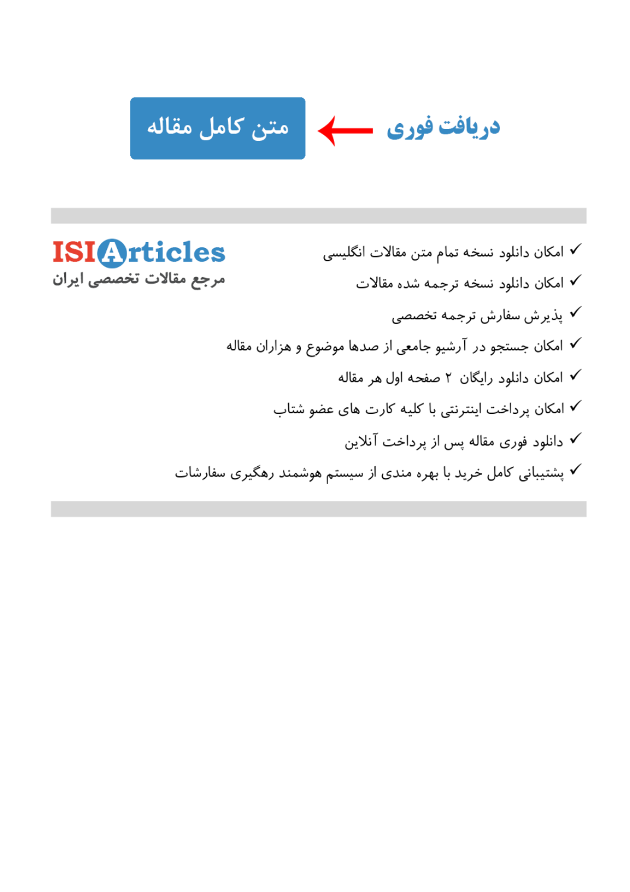دریافت فوری ← متن کامل مقاله

**ISIArticles**
مرجع مقالات تخصصی ایران

- ✓ امکان دانلود نسخه تمام متن مقالات انگلیسی
- ✓ امکان دانلود نسخه ترجمه شده مقالات
- ✓ پذیرش سفارش ترجمه تخصصی
- ✓ امکان جستجو در آرشیو جامعی از صدها موضوع و هزاران مقاله
- ✓ امکان دانلود رایگان ۲ صفحه اول هر مقاله
- ✓ امکان پرداخت اینترنتی با کلیه کارت های عضو شتاب
- ✓ دانلود فوری مقاله پس از پرداخت آنلاین
- ✓ پشتیبانی کامل خرید با بهره مندی از سیستم هوشمند رهگیری سفارشات